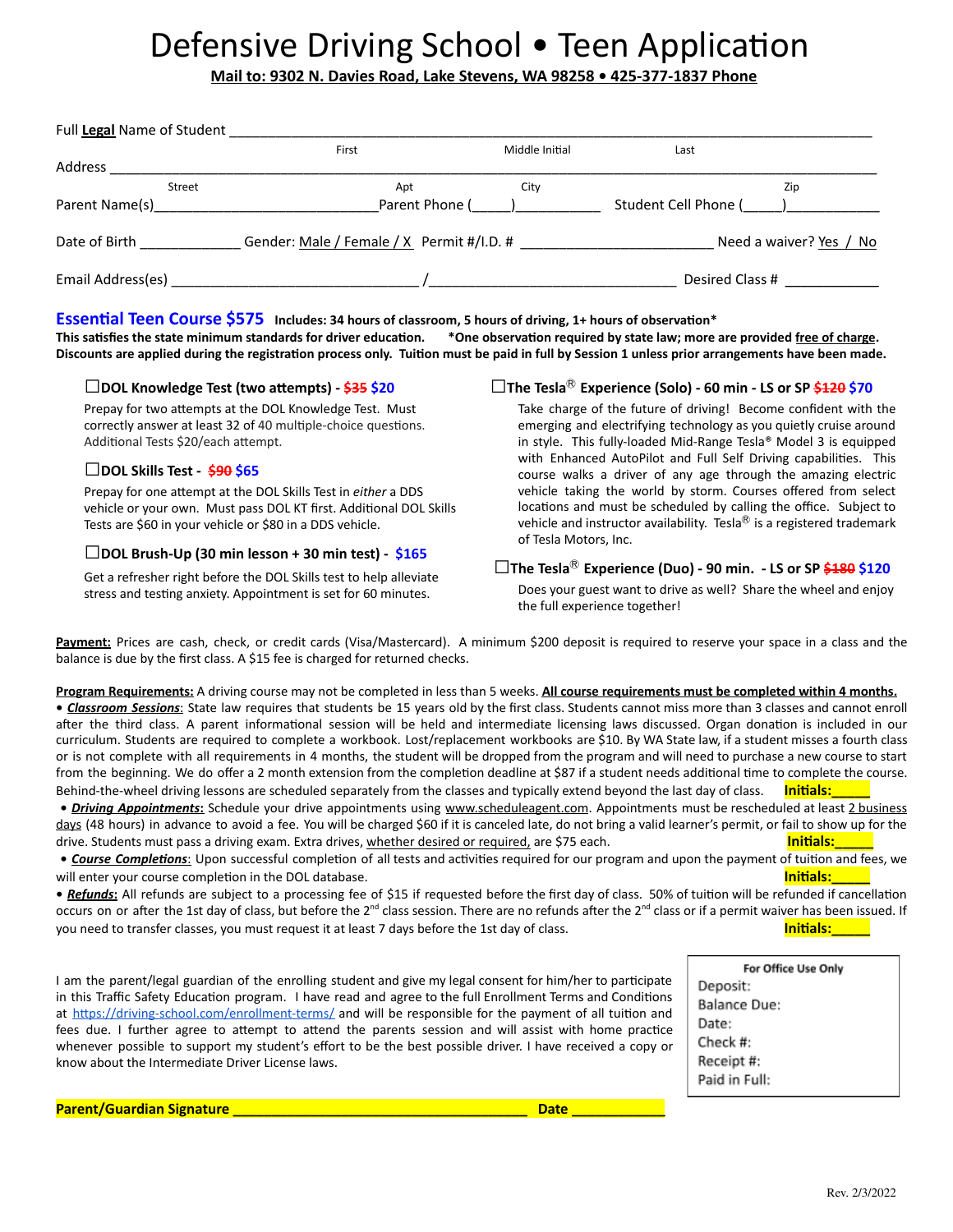# Defensive Driving School • Teen Application

**Mail to: 9302 N. Davies Road, Lake Stevens, WA 98258 • 425-377-1837 Phone**

Full **Legal** Name of Student ______________________________________________
First Middle Initial Last

Address ______________________________________________
Street Apt City Zip

Parent Name(s)____________________________ Parent Phone (_____)__________ Student Cell Phone (_____)___________

Date of Birth _____________ Gender: Male / Female / X Permit #/I.D. # ________________________ Need a waiver? Yes / No

Email Address(es) ______________________________ /______________________________ Desired Class # ____________

## Essential Teen Course $575

**Includes: 34 hours of classroom, 5 hours of driving, 1+ hours of observation***

**This satisfies the state minimum standards for driver education. *One observation required by state law; more are provided free of charge. Discounts are applied during the registration process only. Tuition must be paid in full by Session 1 unless prior arrangements have been made.**

☐**DOL Knowledge Test (two attempts) - ~~$35~~ $20**

Prepay for two attempts at the DOL Knowledge Test. Must correctly answer at least 32 of 40 multiple-choice questions. Additional Tests $20/each attempt.

☐**DOL Skills Test - ~~$90~~ $65**

Prepay for one attempt at the DOL Skills Test in *either* a DDS vehicle or your own. Must pass DOL KT first. Additional DOL Skills Tests are $60 in your vehicle or $80 in a DDS vehicle.

☐**DOL Brush-Up (30 min lesson + 30 min test) - $165**

Get a refresher right before the DOL Skills test to help alleviate stress and testing anxiety. Appointment is set for 60 minutes.

☐**The Tesla® Experience (Solo) - 60 min - LS or SP ~~$120~~ $70**

Take charge of the future of driving! Become confident with the emerging and electrifying technology as you quietly cruise around in style. This fully-loaded Mid-Range Tesla® Model 3 is equipped with Enhanced AutoPilot and Full Self Driving capabilities. This course walks a driver of any age through the amazing electric vehicle taking the world by storm. Courses offered from select locations and must be scheduled by calling the office. Subject to vehicle and instructor availability. Tesla® is a registered trademark of Tesla Motors, Inc.

☐**The Tesla® Experience (Duo) - 90 min. - LS or SP ~~$180~~ $120**

Does your guest want to drive as well? Share the wheel and enjoy the full experience together!

**Payment:** Prices are cash, check, or credit cards (Visa/Mastercard). A minimum $200 deposit is required to reserve your space in a class and the balance is due by the first class. A $15 fee is charged for returned checks.

**Program Requirements:** A driving course may not be completed in less than 5 weeks. **All course requirements must be completed within 4 months.**

- ***Classroom Sessions***: State law requires that students be 15 years old by the first class. Students cannot miss more than 3 classes and cannot enroll after the third class. A parent informational session will be held and intermediate licensing laws discussed. Organ donation is included in our curriculum. Students are required to complete a workbook. Lost/replacement workbooks are $10. By WA State law, if a student misses a fourth class or is not complete with all requirements in 4 months, the student will be dropped from the program and will need to purchase a new course to start from the beginning. We do offer a 2 month extension from the completion deadline at $87 if a student needs additional time to complete the course. Behind-the-wheel driving lessons are scheduled separately from the classes and typically extend beyond the last day of class. **Initials:_____**
- ***Driving Appointments*:** Schedule your drive appointments using www.scheduleagent.com. Appointments must be rescheduled at least 2 business days (48 hours) in advance to avoid a fee. You will be charged $60 if it is canceled late, do not bring a valid learner's permit, or fail to show up for the drive. Students must pass a driving exam. Extra drives, whether desired or required, are $75 each. **Initials:_____**
- ***Course Completions***: Upon successful completion of all tests and activities required for our program and upon the payment of tuition and fees, we will enter your course completion in the DOL database. **Initials:_____**
- ***Refunds*:** All refunds are subject to a processing fee of $15 if requested before the first day of class. 50% of tuition will be refunded if cancellation occurs on or after the 1st day of class, but before the 2nd class session. There are no refunds after the 2nd class or if a permit waiver has been issued. If you need to transfer classes, you must request it at least 7 days before the 1st day of class. **Initials:_____**

I am the parent/legal guardian of the enrolling student and give my legal consent for him/her to participate in this Traffic Safety Education program. I have read and agree to the full Enrollment Terms and Conditions at https://driving-school.com/enrollment-terms/ and will be responsible for the payment of all tuition and fees due. I further agree to attempt to attend the parents session and will assist with home practice whenever possible to support my student's effort to be the best possible driver. I have received a copy or know about the Intermediate Driver License laws.

| For Office Use Only |
| --- |
| Deposit: |
| Balance Due: |
| Date: |
| Check #: |
| Receipt #: |
| Paid in Full: |

**Parent/Guardian Signature ____________________________________ Date ____________**

Rev. 2/3/2022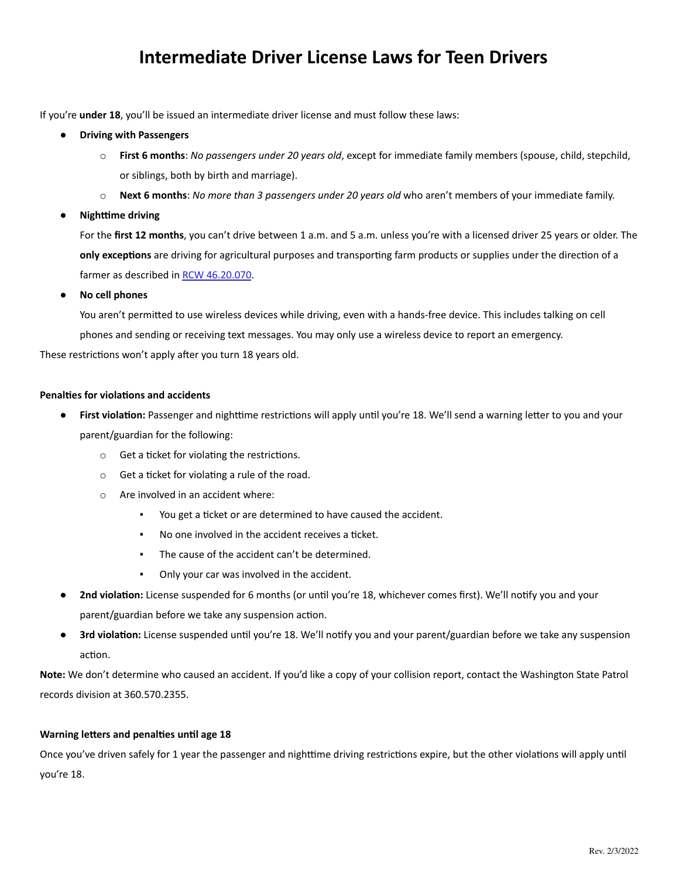# Intermediate Driver License Laws for Teen Drivers

If you're **under 18**, you'll be issued an intermediate driver license and must follow these laws:

- **Driving with Passengers**
  - **First 6 months**: *No passengers under 20 years old*, except for immediate family members (spouse, child, stepchild, or siblings, both by birth and marriage).
  - **Next 6 months**: *No more than 3 passengers under 20 years old* who aren't members of your immediate family.
- **Nighttime driving**

  For the **first 12 months**, you can't drive between 1 a.m. and 5 a.m. unless you're with a licensed driver 25 years or older. The **only exceptions** are driving for agricultural purposes and transporting farm products or supplies under the direction of a farmer as described in [RCW 46.20.070](RCW 46.20.070).
- **No cell phones**

  You aren't permitted to use wireless devices while driving, even with a hands-free device. This includes talking on cell phones and sending or receiving text messages. You may only use a wireless device to report an emergency.

These restrictions won't apply after you turn 18 years old.

**Penalties for violations and accidents**

- **First violation:** Passenger and nighttime restrictions will apply until you're 18. We'll send a warning letter to you and your parent/guardian for the following:
  - Get a ticket for violating the restrictions.
  - Get a ticket for violating a rule of the road.
  - Are involved in an accident where:
    - You get a ticket or are determined to have caused the accident.
    - No one involved in the accident receives a ticket.
    - The cause of the accident can't be determined.
    - Only your car was involved in the accident.
- **2nd violation:** License suspended for 6 months (or until you're 18, whichever comes first). We'll notify you and your parent/guardian before we take any suspension action.
- **3rd violation:** License suspended until you're 18. We'll notify you and your parent/guardian before we take any suspension action.

**Note:** We don't determine who caused an accident. If you'd like a copy of your collision report, contact the Washington State Patrol records division at 360.570.2355.

**Warning letters and penalties until age 18**

Once you've driven safely for 1 year the passenger and nighttime driving restrictions expire, but the other violations will apply until you're 18.

Rev. 2/3/2022